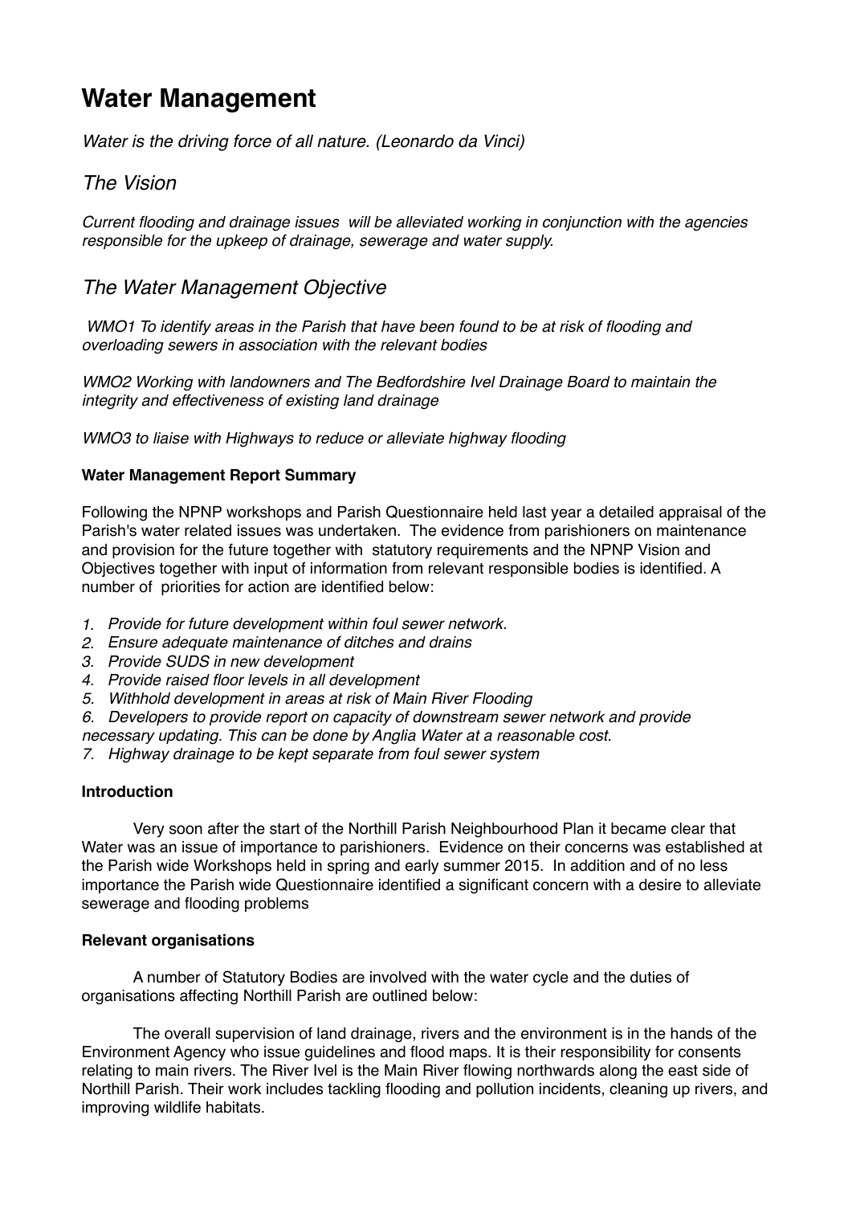# Water Management

*Water is the driving force of all nature. (Leonardo da Vinci)*

## *The Vision*

*Current flooding and drainage issues will be alleviated working in conjunction with the agencies responsible for the upkeep of drainage, sewerage and water supply.*

## *The Water Management Objective*

*WMO1 To identify areas in the Parish that have been found to be at risk of flooding and overloading sewers in association with the relevant bodies*

*WMO2 Working with landowners and The Bedfordshire Ivel Drainage Board to maintain the integrity and effectiveness of existing land drainage*

*WMO3 to liaise with Highways to reduce or alleviate highway flooding*

### Water Management Report Summary

Following the NPNP workshops and Parish Questionnaire held last year a detailed appraisal of the Parish's water related issues was undertaken. The evidence from parishioners on maintenance and provision for the future together with statutory requirements and the NPNP Vision and Objectives together with input of information from relevant responsible bodies is identified. A number of priorities for action are identified below:

1. *Provide for future development within foul sewer network.*
2. *Ensure adequate maintenance of ditches and drains*
3. *Provide SUDS in new development*
4. *Provide raised floor levels in all development*
5. *Withhold development in areas at risk of Main River Flooding*
6. *Developers to provide report on capacity of downstream sewer network and provide necessary updating. This can be done by Anglia Water at a reasonable cost.*
7. *Highway drainage to be kept separate from foul sewer system*

### Introduction

Very soon after the start of the Northill Parish Neighbourhood Plan it became clear that Water was an issue of importance to parishioners. Evidence on their concerns was established at the Parish wide Workshops held in spring and early summer 2015. In addition and of no less importance the Parish wide Questionnaire identified a significant concern with a desire to alleviate sewerage and flooding problems

### Relevant organisations

A number of Statutory Bodies are involved with the water cycle and the duties of organisations affecting Northill Parish are outlined below:

The overall supervision of land drainage, rivers and the environment is in the hands of the Environment Agency who issue guidelines and flood maps. It is their responsibility for consents relating to main rivers. The River Ivel is the Main River flowing northwards along the east side of Northill Parish. Their work includes tackling flooding and pollution incidents, cleaning up rivers, and improving wildlife habitats.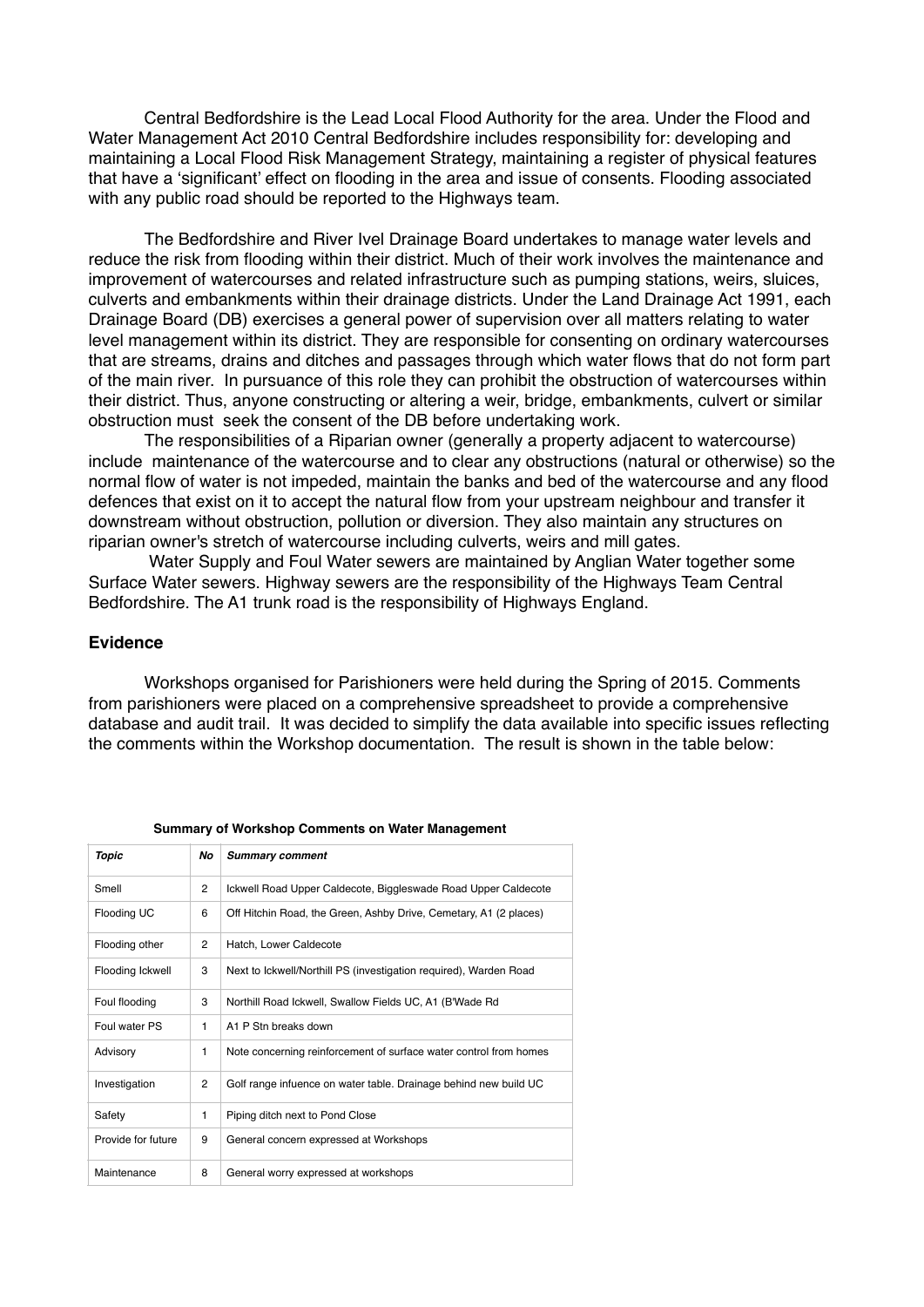Central Bedfordshire is the Lead Local Flood Authority for the area. Under the Flood and Water Management Act 2010 Central Bedfordshire includes responsibility for: developing and maintaining a Local Flood Risk Management Strategy, maintaining a register of physical features that have a 'significant' effect on flooding in the area and issue of consents. Flooding associated with any public road should be reported to the Highways team.

The Bedfordshire and River Ivel Drainage Board undertakes to manage water levels and reduce the risk from flooding within their district. Much of their work involves the maintenance and improvement of watercourses and related infrastructure such as pumping stations, weirs, sluices, culverts and embankments within their drainage districts. Under the Land Drainage Act 1991, each Drainage Board (DB) exercises a general power of supervision over all matters relating to water level management within its district. They are responsible for consenting on ordinary watercourses that are streams, drains and ditches and passages through which water flows that do not form part of the main river. In pursuance of this role they can prohibit the obstruction of watercourses within their district. Thus, anyone constructing or altering a weir, bridge, embankments, culvert or similar obstruction must seek the consent of the DB before undertaking work.

The responsibilities of a Riparian owner (generally a property adjacent to watercourse) include maintenance of the watercourse and to clear any obstructions (natural or otherwise) so the normal flow of water is not impeded, maintain the banks and bed of the watercourse and any flood defences that exist on it to accept the natural flow from your upstream neighbour and transfer it downstream without obstruction, pollution or diversion. They also maintain any structures on riparian owner's stretch of watercourse including culverts, weirs and mill gates.

Water Supply and Foul Water sewers are maintained by Anglian Water together some Surface Water sewers. Highway sewers are the responsibility of the Highways Team Central Bedfordshire. The A1 trunk road is the responsibility of Highways England.

**Evidence**

Workshops organised for Parishioners were held during the Spring of 2015. Comments from parishioners were placed on a comprehensive spreadsheet to provide a comprehensive database and audit trail. It was decided to simplify the data available into specific issues reflecting the comments within the Workshop documentation. The result is shown in the table below:

**Summary of Workshop Comments on Water Management**

| *Topic* | *No* | *Summary comment* |
|---|---|---|
| Smell | 2 | Ickwell Road Upper Caldecote, Biggleswade Road Upper Caldecote |
| Flooding UC | 6 | Off Hitchin Road, the Green, Ashby Drive, Cemetary, A1 (2 places) |
| Flooding other | 2 | Hatch, Lower Caldecote |
| Flooding Ickwell | 3 | Next to Ickwell/Northill PS (investigation required), Warden Road |
| Foul flooding | 3 | Northill Road Ickwell, Swallow Fields UC, A1 (B'Wade Rd |
| Foul water PS | 1 | A1 P Stn breaks down |
| Advisory | 1 | Note concerning reinforcement of surface water control from homes |
| Investigation | 2 | Golf range infuence on water table. Drainage behind new build UC |
| Safety | 1 | Piping ditch next to Pond Close |
| Provide for future | 9 | General concern expressed at Workshops |
| Maintenance | 8 | General worry expressed at workshops |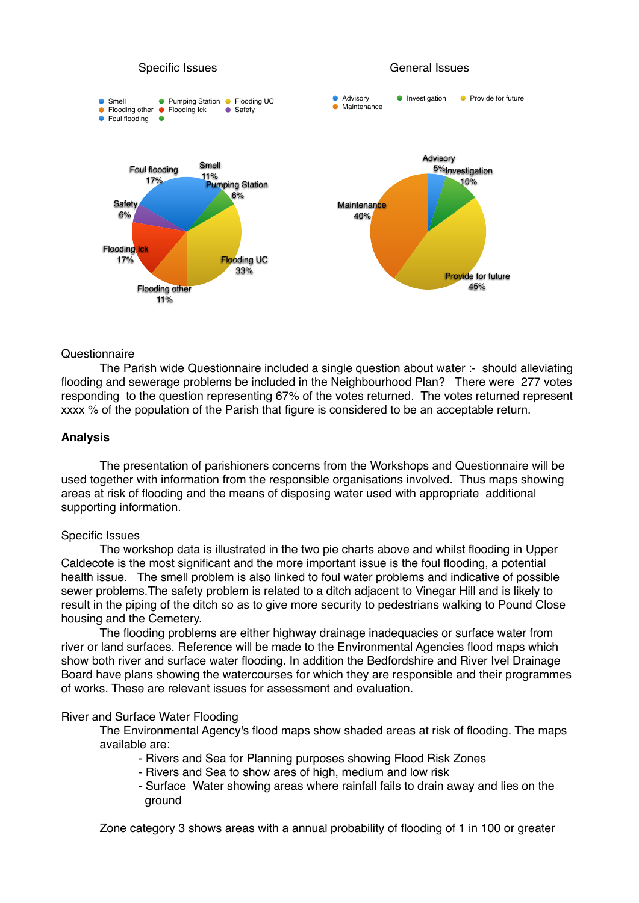Specific Issues

General Issues

Questionnaire

The Parish wide Questionnaire included a single question about water :- should alleviating flooding and sewerage problems be included in the Neighbourhood Plan? There were 277 votes responding to the question representing 67% of the votes returned. The votes returned represent xxxx % of the population of the Parish that figure is considered to be an acceptable return.

**Analysis**

The presentation of parishioners concerns from the Workshops and Questionnaire will be used together with information from the responsible organisations involved. Thus maps showing areas at risk of flooding and the means of disposing water used with appropriate additional supporting information.

Specific Issues

The workshop data is illustrated in the two pie charts above and whilst flooding in Upper Caldecote is the most significant and the more important issue is the foul flooding, a potential health issue. The smell problem is also linked to foul water problems and indicative of possible sewer problems.The safety problem is related to a ditch adjacent to Vinegar Hill and is likely to result in the piping of the ditch so as to give more security to pedestrians walking to Pound Close housing and the Cemetery.

The flooding problems are either highway drainage inadequacies or surface water from river or land surfaces. Reference will be made to the Environmental Agencies flood maps which show both river and surface water flooding. In addition the Bedfordshire and River Ivel Drainage Board have plans showing the watercourses for which they are responsible and their programmes of works. These are relevant issues for assessment and evaluation.

River and Surface Water Flooding

The Environmental Agency's flood maps show shaded areas at risk of flooding. The maps available are:

- Rivers and Sea for Planning purposes showing Flood Risk Zones
- Rivers and Sea to show ares of high, medium and low risk
- Surface Water showing areas where rainfall fails to drain away and lies on the ground

Zone category 3 shows areas with a annual probability of flooding of 1 in 100 or greater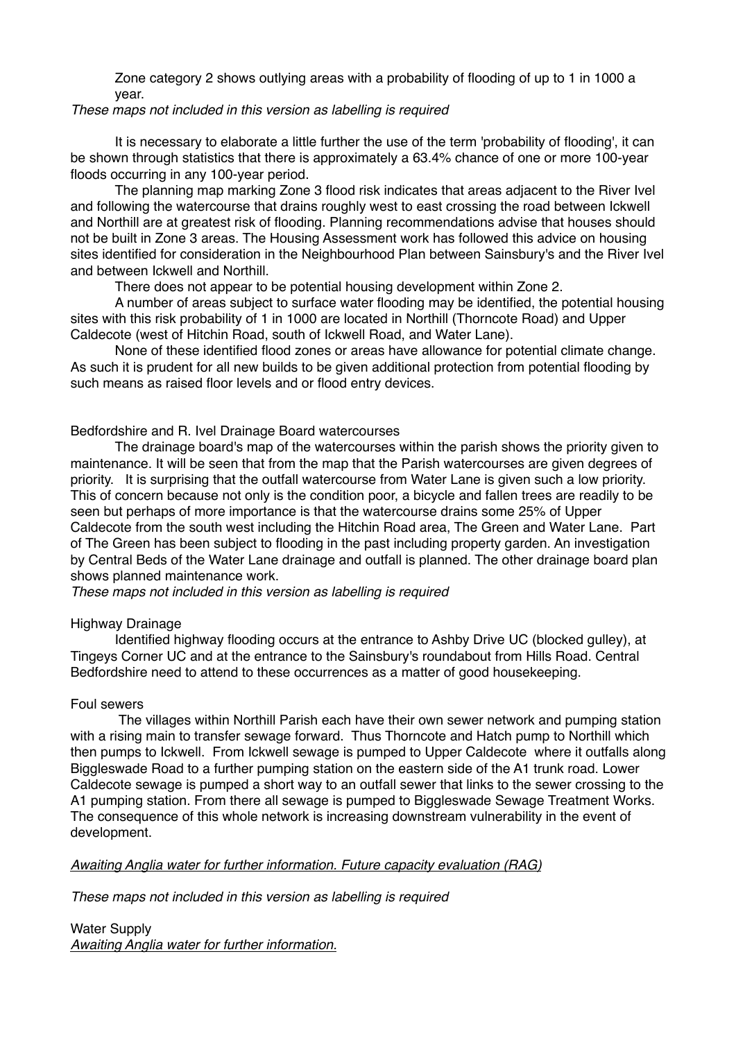Zone category 2 shows outlying areas with a probability of flooding of up to 1 in 1000 a year.

*These maps not included in this version as labelling is required*

It is necessary to elaborate a little further the use of the term 'probability of flooding', it can be shown through statistics that there is approximately a 63.4% chance of one or more 100-year floods occurring in any 100-year period.

The planning map marking Zone 3 flood risk indicates that areas adjacent to the River Ivel and following the watercourse that drains roughly west to east crossing the road between Ickwell and Northill are at greatest risk of flooding. Planning recommendations advise that houses should not be built in Zone 3 areas. The Housing Assessment work has followed this advice on housing sites identified for consideration in the Neighbourhood Plan between Sainsbury's and the River Ivel and between Ickwell and Northill.

There does not appear to be potential housing development within Zone 2.

A number of areas subject to surface water flooding may be identified, the potential housing sites with this risk probability of 1 in 1000 are located in Northill (Thorncote Road) and Upper Caldecote (west of Hitchin Road, south of Ickwell Road, and Water Lane).

None of these identified flood zones or areas have allowance for potential climate change. As such it is prudent for all new builds to be given additional protection from potential flooding by such means as raised floor levels and or flood entry devices.

Bedfordshire and R. Ivel Drainage Board watercourses

The drainage board's map of the watercourses within the parish shows the priority given to maintenance. It will be seen that from the map that the Parish watercourses are given degrees of priority. It is surprising that the outfall watercourse from Water Lane is given such a low priority. This of concern because not only is the condition poor, a bicycle and fallen trees are readily to be seen but perhaps of more importance is that the watercourse drains some 25% of Upper Caldecote from the south west including the Hitchin Road area, The Green and Water Lane. Part of The Green has been subject to flooding in the past including property garden. An investigation by Central Beds of the Water Lane drainage and outfall is planned. The other drainage board plan shows planned maintenance work.

*These maps not included in this version as labelling is required*

Highway Drainage

Identified highway flooding occurs at the entrance to Ashby Drive UC (blocked gulley), at Tingeys Corner UC and at the entrance to the Sainsbury's roundabout from Hills Road. Central Bedfordshire need to attend to these occurrences as a matter of good housekeeping.

Foul sewers

The villages within Northill Parish each have their own sewer network and pumping station with a rising main to transfer sewage forward. Thus Thorncote and Hatch pump to Northill which then pumps to Ickwell. From Ickwell sewage is pumped to Upper Caldecote where it outfalls along Biggleswade Road to a further pumping station on the eastern side of the A1 trunk road. Lower Caldecote sewage is pumped a short way to an outfall sewer that links to the sewer crossing to the A1 pumping station. From there all sewage is pumped to Biggleswade Sewage Treatment Works. The consequence of this whole network is increasing downstream vulnerability in the event of development.

*Awaiting Anglia water for further information. Future capacity evaluation (RAG)*

*These maps not included in this version as labelling is required*

Water Supply

*Awaiting Anglia water for further information.*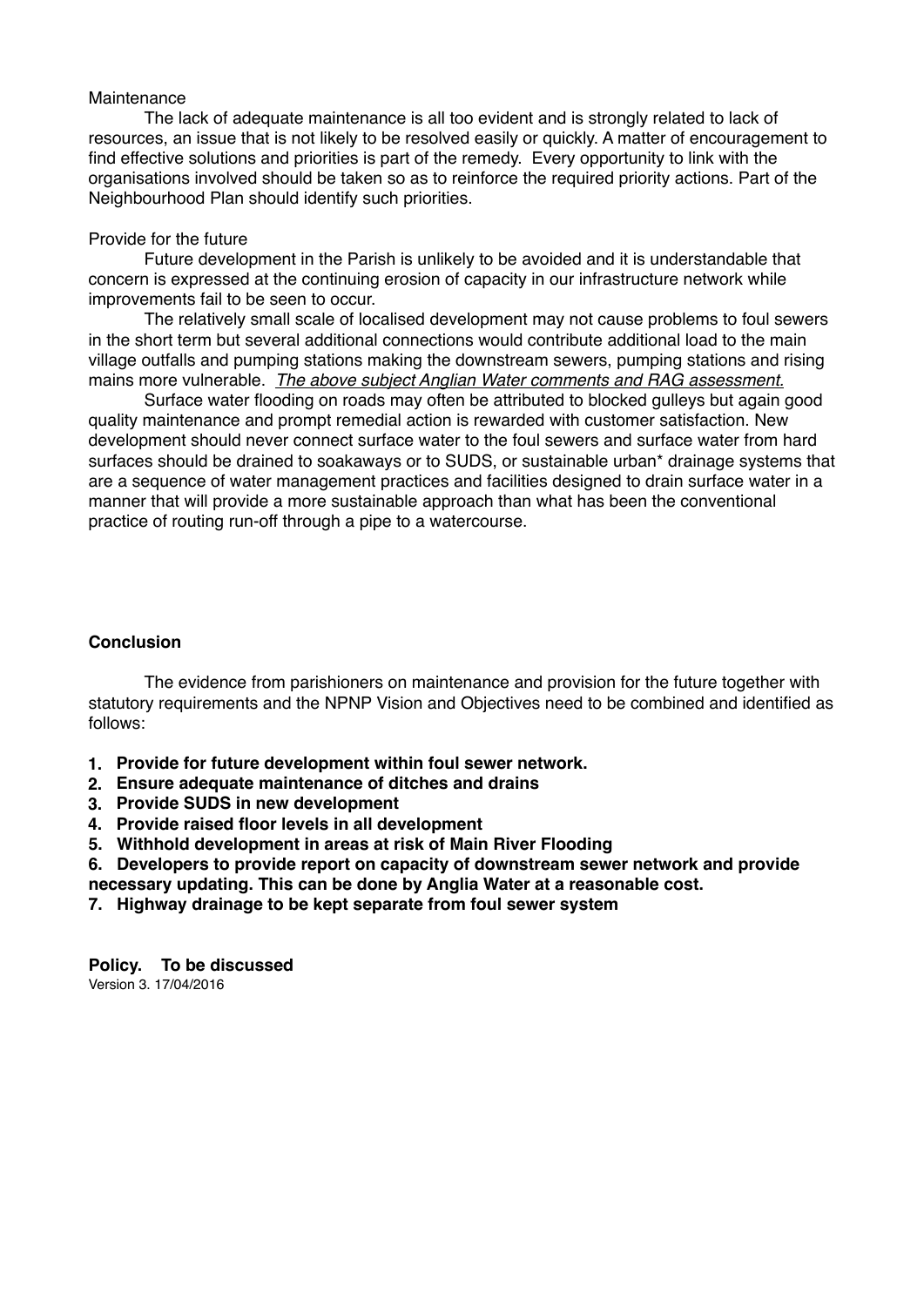Maintenance

The lack of adequate maintenance is all too evident and is strongly related to lack of resources, an issue that is not likely to be resolved easily or quickly. A matter of encouragement to find effective solutions and priorities is part of the remedy. Every opportunity to link with the organisations involved should be taken so as to reinforce the required priority actions. Part of the Neighbourhood Plan should identify such priorities.

Provide for the future

Future development in the Parish is unlikely to be avoided and it is understandable that concern is expressed at the continuing erosion of capacity in our infrastructure network while improvements fail to be seen to occur.

The relatively small scale of localised development may not cause problems to foul sewers in the short term but several additional connections would contribute additional load to the main village outfalls and pumping stations making the downstream sewers, pumping stations and rising mains more vulnerable. *The above subject Anglian Water comments and RAG assessment.*

Surface water flooding on roads may often be attributed to blocked gulleys but again good quality maintenance and prompt remedial action is rewarded with customer satisfaction. New development should never connect surface water to the foul sewers and surface water from hard surfaces should be drained to soakaways or to SUDS, or sustainable urban* drainage systems that are a sequence of water management practices and facilities designed to drain surface water in a manner that will provide a more sustainable approach than what has been the conventional practice of routing run-off through a pipe to a watercourse.

**Conclusion**

The evidence from parishioners on maintenance and provision for the future together with statutory requirements and the NPNP Vision and Objectives need to be combined and identified as follows:

1. **Provide for future development within foul sewer network.**
2. **Ensure adequate maintenance of ditches and drains**
3. **Provide SUDS in new development**
4. **Provide raised floor levels in all development**
5. **Withhold development in areas at risk of Main River Flooding**
6. **Developers to provide report on capacity of downstream sewer network and provide necessary updating. This can be done by Anglia Water at a reasonable cost.**
7. **Highway drainage to be kept separate from foul sewer system**

**Policy. To be discussed**

Version 3. 17/04/2016